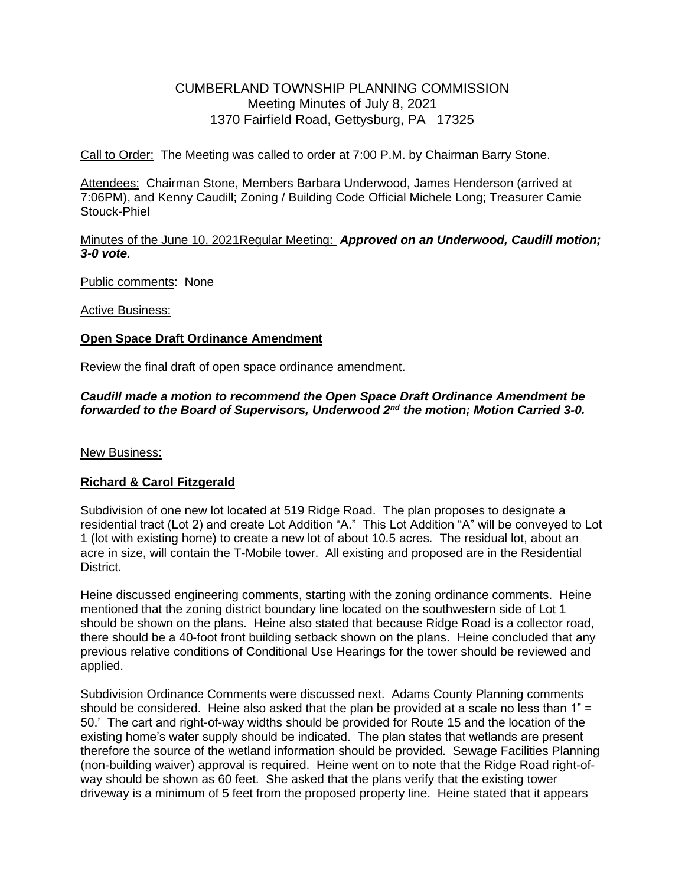# CUMBERLAND TOWNSHIP PLANNING COMMISSION
Meeting Minutes of July 8, 2021
1370 Fairfield Road, Gettysburg, PA 17325

Call to Order: The Meeting was called to order at 7:00 P.M. by Chairman Barry Stone.

Attendees: Chairman Stone, Members Barbara Underwood, James Henderson (arrived at 7:06PM), and Kenny Caudill; Zoning / Building Code Official Michele Long; Treasurer Camie Stouck-Phiel

Minutes of the June 10, 2021Regular Meeting: ***Approved on an Underwood, Caudill motion; 3-0 vote.***

Public comments: None

Active Business:

**Open Space Draft Ordinance Amendment**

Review the final draft of open space ordinance amendment.

***Caudill made a motion to recommend the Open Space Draft Ordinance Amendment be forwarded to the Board of Supervisors, Underwood 2nd the motion; Motion Carried 3-0.***

New Business:

**Richard & Carol Fitzgerald**

Subdivision of one new lot located at 519 Ridge Road. The plan proposes to designate a residential tract (Lot 2) and create Lot Addition "A." This Lot Addition "A" will be conveyed to Lot 1 (lot with existing home) to create a new lot of about 10.5 acres. The residual lot, about an acre in size, will contain the T-Mobile tower. All existing and proposed are in the Residential District.

Heine discussed engineering comments, starting with the zoning ordinance comments. Heine mentioned that the zoning district boundary line located on the southwestern side of Lot 1 should be shown on the plans. Heine also stated that because Ridge Road is a collector road, there should be a 40-foot front building setback shown on the plans. Heine concluded that any previous relative conditions of Conditional Use Hearings for the tower should be reviewed and applied.

Subdivision Ordinance Comments were discussed next. Adams County Planning comments should be considered. Heine also asked that the plan be provided at a scale no less than 1" = 50.' The cart and right-of-way widths should be provided for Route 15 and the location of the existing home's water supply should be indicated. The plan states that wetlands are present therefore the source of the wetland information should be provided. Sewage Facilities Planning (non-building waiver) approval is required. Heine went on to note that the Ridge Road right-of-way should be shown as 60 feet. She asked that the plans verify that the existing tower driveway is a minimum of 5 feet from the proposed property line. Heine stated that it appears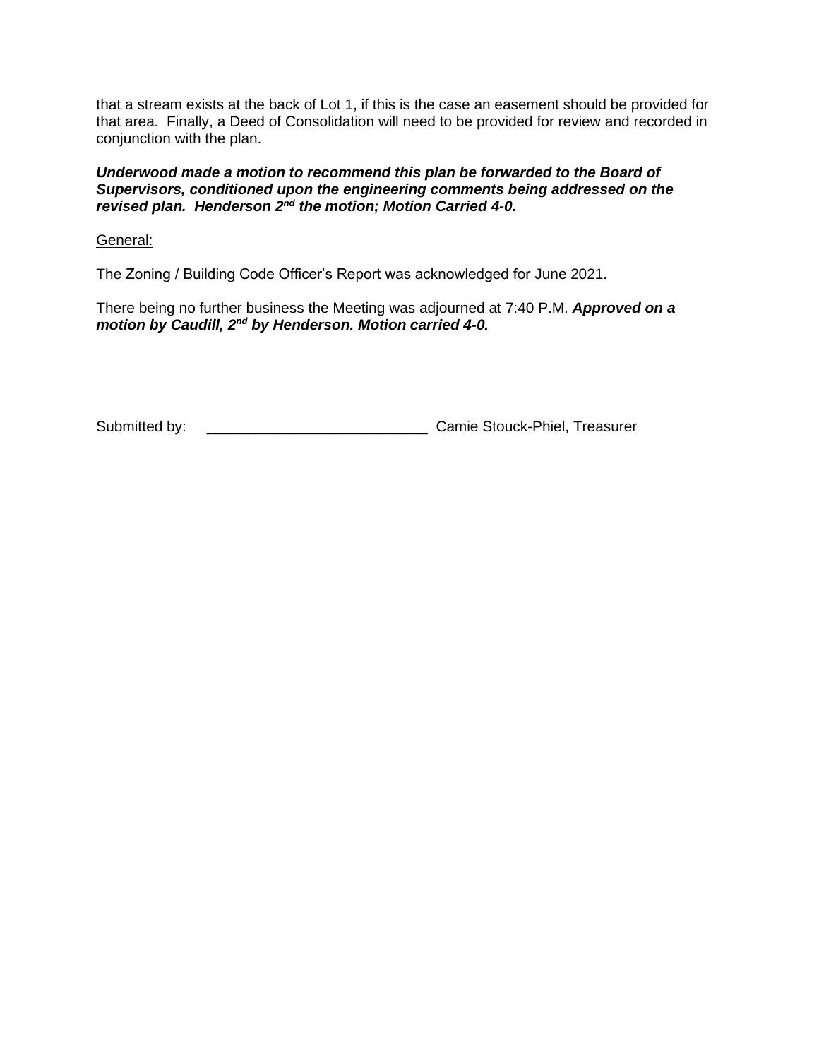that a stream exists at the back of Lot 1, if this is the case an easement should be provided for that area. Finally, a Deed of Consolidation will need to be provided for review and recorded in conjunction with the plan.

***Underwood made a motion to recommend this plan be forwarded to the Board of Supervisors, conditioned upon the engineering comments being addressed on the revised plan. Henderson 2nd the motion; Motion Carried 4-0.***

General:

The Zoning / Building Code Officer's Report was acknowledged for June 2021.

There being no further business the Meeting was adjourned at 7:40 P.M. ***Approved on a motion by Caudill, 2nd by Henderson. Motion carried 4-0.***

Submitted by: ___________________________ Camie Stouck-Phiel, Treasurer